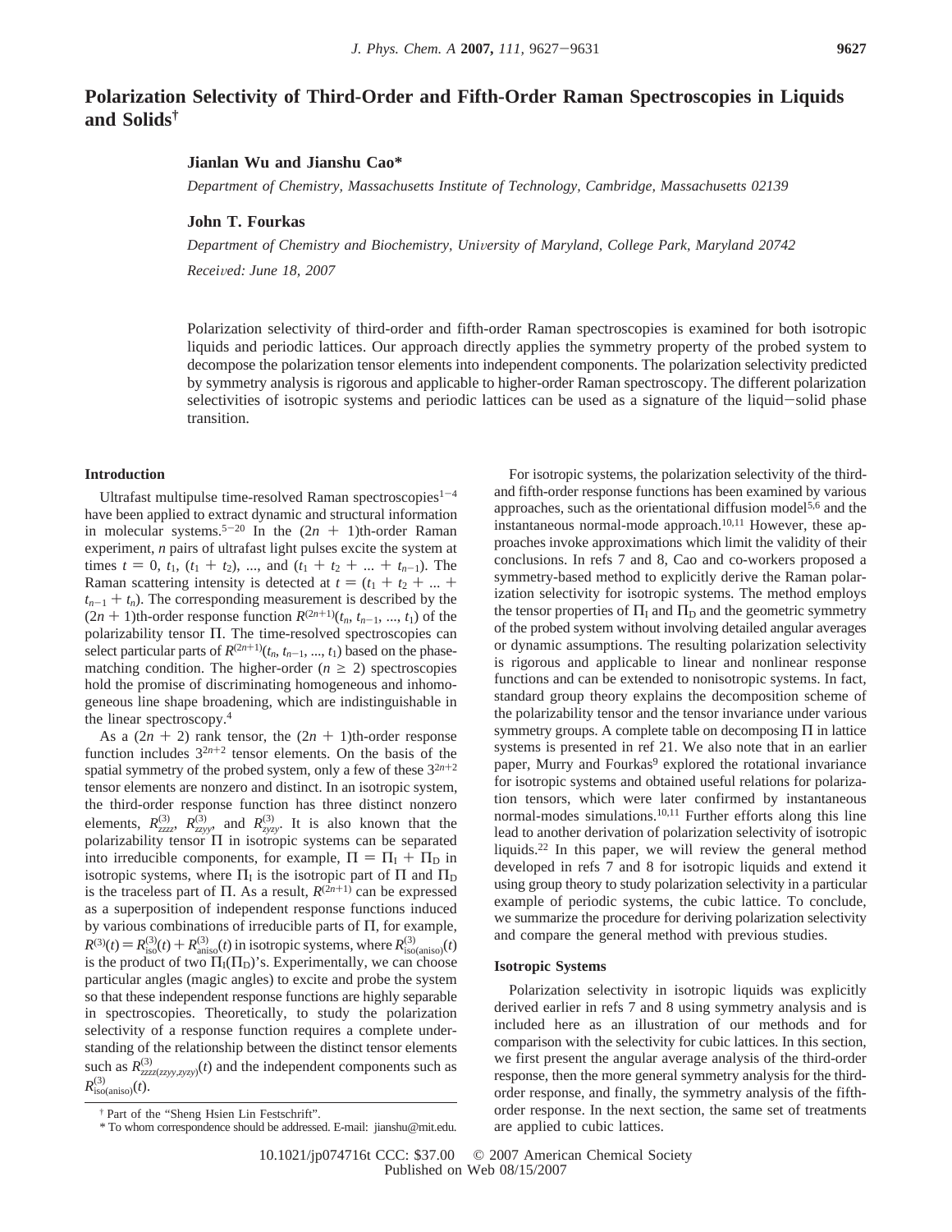# Polarization Selectivity of Third-Order and Fifth-Order Raman Spectroscopies in Liquids and Solids†

**Jianlan Wu and Jianshu Cao***

*Department of Chemistry, Massachusetts Institute of Technology, Cambridge, Massachusetts 02139*

**John T. Fourkas**

*Department of Chemistry and Biochemistry, University of Maryland, College Park, Maryland 20742*

*Received: June 18, 2007*

Polarization selectivity of third-order and fifth-order Raman spectroscopies is examined for both isotropic liquids and periodic lattices. Our approach directly applies the symmetry property of the probed system to decompose the polarization tensor elements into independent components. The polarization selectivity predicted by symmetry analysis is rigorous and applicable to higher-order Raman spectroscopy. The different polarization selectivities of isotropic systems and periodic lattices can be used as a signature of the liquid–solid phase transition.

## Introduction

Ultrafast multipulse time-resolved Raman spectroscopies[1–4] have been applied to extract dynamic and structural information in molecular systems.[5–20] In the $(2n + 1)$th-order Raman experiment, $n$ pairs of ultrafast light pulses excite the system at times $t = 0$, $t_1$, $(t_1 + t_2)$, ..., and $(t_1 + t_2 + ... + t_{n-1})$. The Raman scattering intensity is detected at $t = (t_1 + t_2 + ... + t_{n-1} + t_n)$. The corresponding measurement is described by the $(2n + 1)$th-order response function $R^{(2n+1)}(t_n, t_{n-1}, ..., t_1)$ of the polarizability tensor $\Pi$. The time-resolved spectroscopies can select particular parts of $R^{(2n+1)}(t_n, t_{n-1}, ..., t_1)$ based on the phase-matching condition. The higher-order $(n \geq 2)$ spectroscopies hold the promise of discriminating homogeneous and inhomogeneous line shape broadening, which are indistinguishable in the linear spectroscopy.[4]

As a $(2n + 2)$ rank tensor, the $(2n + 1)$th-order response function includes $3^{2n+2}$ tensor elements. On the basis of the spatial symmetry of the probed system, only a few of these $3^{2n+2}$ tensor elements are nonzero and distinct. In an isotropic system, the third-order response function has three distinct nonzero elements, $R^{(3)}_{zzzz}$, $R^{(3)}_{zzyy}$, and $R^{(3)}_{zyzy}$. It is also known that the polarizability tensor $\Pi$ in isotropic systems can be separated into irreducible components, for example, $\Pi = \Pi_I + \Pi_D$ in isotropic systems, where $\Pi_I$ is the isotropic part of $\Pi$ and $\Pi_D$ is the traceless part of $\Pi$. As a result, $R^{(2n+1)}$ can be expressed as a superposition of independent response functions induced by various combinations of irreducible parts of $\Pi$, for example, $R^{(3)}(t) = R^{(3)}_{iso}(t) + R^{(3)}_{aniso}(t)$ in isotropic systems, where $R^{(3)}_{iso(aniso)}(t)$ is the product of two $\Pi_I(\Pi_D)$'s. Experimentally, we can choose particular angles (magic angles) to excite and probe the system so that these independent response functions are highly separable in spectroscopies. Theoretically, to study the polarization selectivity of a response function requires a complete understanding of the relationship between the distinct tensor elements such as $R^{(3)}_{zzzz(zzyy,zyzy)}(t)$ and the independent components such as $R^{(3)}_{iso(aniso)}(t)$.

For isotropic systems, the polarization selectivity of the third- and fifth-order response functions has been examined by various approaches, such as the orientational diffusion model[5,6] and the instantaneous normal-mode approach.[10,11] However, these approaches invoke approximations which limit the validity of their conclusions. In refs 7 and 8, Cao and co-workers proposed a symmetry-based method to explicitly derive the Raman polarization selectivity for isotropic systems. The method employs the tensor properties of $\Pi_I$ and $\Pi_D$ and the geometric symmetry of the probed system without involving detailed angular averages or dynamic assumptions. The resulting polarization selectivity is rigorous and applicable to linear and nonlinear response functions and can be extended to nonisotropic systems. In fact, standard group theory explains the decomposition scheme of the polarizability tensor and the tensor invariance under various symmetry groups. A complete table on decomposing $\Pi$ in lattice systems is presented in ref 21. We also note that in an earlier paper, Murry and Fourkas[9] explored the rotational invariance for isotropic systems and obtained useful relations for polarization tensors, which were later confirmed by instantaneous normal-modes simulations.[10,11] Further efforts along this line lead to another derivation of polarization selectivity of isotropic liquids.[22] In this paper, we will review the general method developed in refs 7 and 8 for isotropic liquids and extend it using group theory to study polarization selectivity in a particular example of periodic systems, the cubic lattice. To conclude, we summarize the procedure for deriving polarization selectivity and compare the general method with previous studies.

## Isotropic Systems

Polarization selectivity in isotropic liquids was explicitly derived earlier in refs 7 and 8 using symmetry analysis and is included here as an illustration of our methods and for comparison with the selectivity for cubic lattices. In this section, we first present the angular average analysis of the third-order response, then the more general symmetry analysis for the third-order response, and finally, the symmetry analysis of the fifth-order response. In the next section, the same set of treatments are applied to cubic lattices.

† Part of the "Sheng Hsien Lin Festschrift".

* To whom correspondence should be addressed. E-mail: jianshu@mit.edu.

10.1021/jp074716t CCC: $37.00 © 2007 American Chemical Society
Published on Web 08/15/2007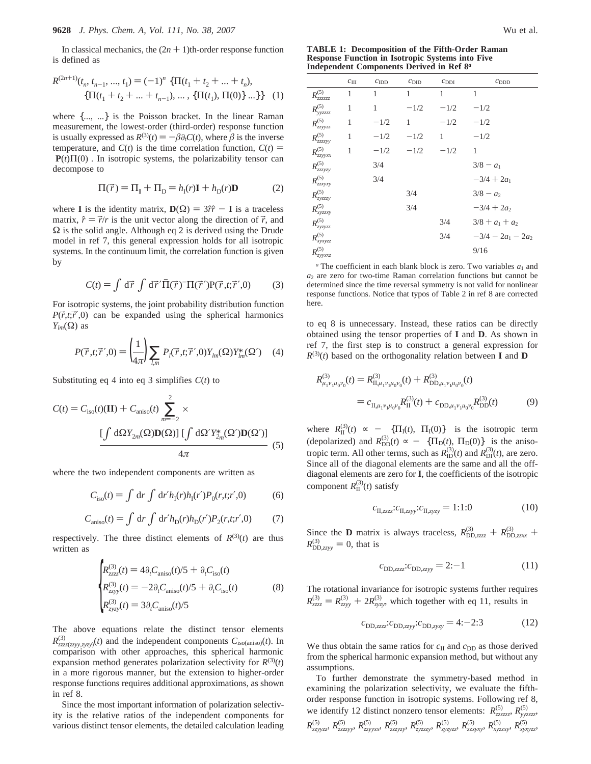In classical mechanics, the $(2n + 1)$th-order response function is defined as

$$R^{(2n+1)}(t_n, t_{n-1}, ..., t_1) = (-1)^n \{\Pi(t_1 + t_2 + ... + t_n), \{\Pi(t_1 + t_2 + ... + t_{n-1}), ... , \{\Pi(t_1), \Pi(0)\} ...\}\} \quad (1)$$

where $\{..., ...\}$ is the Poisson bracket. In the linear Raman measurement, the lowest-order (third-order) response function is usually expressed as $R^{(3)}(t) = -\beta\partial_t C(t)$, where $\beta$ is the inverse temperature, and $C(t)$ is the time correlation function, $C(t) = \langle \mathbf{P}(t)\Pi(0)\rangle$. In isotropic systems, the polarizability tensor can decompose to

$$\Pi(\vec{r}) = \Pi_\mathbf{I} + \Pi_\mathrm{D} = h_\mathrm{I}(r)\mathbf{I} + h_\mathrm{D}(r)\mathbf{D} \quad (2)$$

where $\mathbf{I}$ is the identity matrix, $\mathbf{D}(\Omega) = 3\hat{r}\hat{r} - \mathbf{I}$ is a traceless matrix, $\hat{r} = \vec{r}/r$ is the unit vector along the direction of $\vec{r}$, and $\Omega$ is the solid angle. Although eq 2 is derived using the Drude model in ref 7, this general expression holds for all isotropic systems. In the continuum limit, the correlation function is given by

$$C(t) = \int \mathrm{d}\vec{r} \int \mathrm{d}\vec{r}\,'\bar{\Pi}(\vec{r})^{-}\Pi(\vec{r}\,')P(\vec{r},t;\vec{r}\,',0) \quad (3)$$

For isotropic systems, the joint probability distribution function $P(\vec{r},t;\vec{r}\,',0)$ can be expanded using the spherical harmonics $Y_{lm}(\Omega)$ as

$$P(\vec{r},t;\vec{r}\,',0) = \left(\frac{1}{4\pi}\right)\sum_{l,m} P_l(\vec{r},t;\vec{r}\,',0)Y_{lm}(\Omega)Y^*_{lm}(\Omega') \quad (4)$$

Substituting eq 4 into eq 3 simplifies $C(t)$ to

$$C(t) = C_\mathrm{iso}(t)(\mathbf{II}) + C_\mathrm{aniso}(t)\sum_{m=-2}^{2} \times \frac{[\int \mathrm{d}\Omega Y_{2m}(\Omega)\mathbf{D}(\Omega)]\,[\int \mathrm{d}\Omega' Y^*_{2m}(\Omega')\mathbf{D}(\Omega')]}{4\pi} \quad (5)$$

where the two independent components are written as

$$C_\mathrm{iso}(t) = \int \mathrm{d}r \int \mathrm{d}r' h_\mathrm{I}(r)h_\mathrm{I}(r')P_0(r,t;r',0) \quad (6)$$

$$C_\mathrm{aniso}(t) = \int \mathrm{d}r \int \mathrm{d}r' h_\mathrm{D}(r)h_\mathrm{D}(r')P_2(r,t;r',0) \quad (7)$$

respectively. The three distinct elements of $R^{(3)}(t)$ are thus written as

$$\begin{cases} R^{(3)}_{zzzz}(t) = 4\partial_t C_\mathrm{aniso}(t)/5 + \partial_t C_\mathrm{iso}(t) \\ R^{(3)}_{zzyy}(t) = -2\partial_t C_\mathrm{aniso}(t)/5 + \partial_t C_\mathrm{iso}(t) \\ R^{(3)}_{zyzy}(t) = 3\partial_t C_\mathrm{aniso}(t)/5 \end{cases} \quad (8)$$

The above equations relate the distinct tensor elements $R^{(3)}_{zzzz(zzyy,zyzy)}(t)$ and the independent components $C_\mathrm{iso(aniso)}(t)$. In comparison with other approaches, this spherical harmonic expansion method generates polarization selectivity for $R^{(3)}(t)$ in a more rigorous manner, but the extension to higher-order response functions requires additional approximations, as shown in ref 8.

Since the most important information of polarization selectivity is the relative ratios of the independent components for various distinct tensor elements, the detailed calculation leading to eq 8 is unnecessary. Instead, these ratios can be directly obtained using the tensor properties of $\mathbf{I}$ and $\mathbf{D}$. As shown in ref 7, the first step is to construct a general expression for $R^{(3)}(t)$ based on the orthogonality relation between $\mathbf{I}$ and $\mathbf{D}$

$$R^{(3)}_{\mu_1\nu_1\mu_0\nu_0}(t) = R^{(3)}_{\mathrm{II},\mu_1\nu_1\mu_0\nu_0}(t) + R^{(3)}_{\mathrm{DD},\mu_1\nu_1\mu_0\nu_0}(t) = c_{\mathrm{II},\mu_1\nu_1\mu_0\nu_0}R^{(3)}_\mathrm{II}(t) + c_{\mathrm{DD},\mu_1\nu_1\mu_0\nu_0}R^{(3)}_\mathrm{DD}(t) \quad (9)$$

where $R^{(3)}_\mathrm{II}(t) \propto -\langle\{\Pi_\mathrm{I}(t), \Pi_\mathrm{I}(0)\}\rangle$ is the isotropic term (depolarized) and $R^{(3)}_\mathrm{DD}(t) \propto -\langle\{\Pi_\mathrm{D}(t), \Pi_\mathrm{D}(0)\}\rangle$ is the anisotropic term. All other terms, such as $R^{(3)}_\mathrm{ID}(t)$ and $R^{(3)}_\mathrm{DI}(t)$, are zero. Since all of the diagonal elements are the same and all the off-diagonal elements are zero for $\mathbf{I}$, the coefficients of the isotropic component $R^{(3)}_\mathrm{II}(t)$ satisfy

$$c_{\mathrm{II},zzzz}:c_{\mathrm{II},zzyy}:c_{\mathrm{II},zyzy} = 1:1:0 \quad (10)$$

Since the $\mathbf{D}$ matrix is always traceless, $R^{(3)}_{\mathrm{DD},zzzz} + R^{(3)}_{\mathrm{DD},zzxx} + R^{(3)}_{\mathrm{DD},zzyy} = 0$, that is

$$c_{\mathrm{DD},zzzz}:c_{\mathrm{DD},zzyy} = 2:-1 \quad (11)$$

The rotational invariance for isotropic systems further requires $R^{(3)}_{zzzz} = R^{(3)}_{zzyy} + 2R^{(3)}_{zyzy}$, which together with eq 11, results in

$$c_{\mathrm{DD},zzzz}:c_{\mathrm{DD},zzyy}:c_{\mathrm{DD},zyzy} = 4:-2:3 \quad (12)$$

We thus obtain the same ratios for $c_\mathrm{II}$ and $c_\mathrm{DD}$ as those derived from the spherical harmonic expansion method, but without any assumptions.

To further demonstrate the symmetry-based method in examining the polarization selectivity, we evaluate the fifth-order response function in isotropic systems. Following ref 8, we identify 12 distinct nonzero tensor elements: $R^{(5)}_{zzzzzz}$, $R^{(5)}_{yyzzzz}$, $R^{(5)}_{zzyyzz}$, $R^{(5)}_{zzzzyy}$, $R^{(5)}_{zzyyxx}$, $R^{(5)}_{zzzyzy}$, $R^{(5)}_{zyzzzy}$, $R^{(5)}_{zyzyzz}$, $R^{(5)}_{zzxyxy}$, $R^{(5)}_{xyzzxy}$, $R^{(5)}_{xyxyzz}$,

**TABLE 1: Decomposition of the Fifth-Order Raman Response Function in Isotropic Systems into Five Independent Components Derived in Ref 8**[a]

| | $c_\mathrm{III}$ | $c_\mathrm{IDD}$ | $c_\mathrm{DID}$ | $c_\mathrm{DDI}$ | $c_\mathrm{DDD}$ |
|---|---|---|---|---|---|
| $R^{(5)}_{zzzzzz}$ | 1 | 1 | 1 | 1 | 1 |
| $R^{(5)}_{yyzzzz}$ | 1 | 1 | $-1/2$ | $-1/2$ | $-1/2$ |
| $R^{(5)}_{zzyyzz}$ | 1 | $-1/2$ | 1 | $-1/2$ | $-1/2$ |
| $R^{(5)}_{zzzzyy}$ | 1 | $-1/2$ | $-1/2$ | 1 | $-1/2$ |
| $R^{(5)}_{zzyyxx}$ | 1 | $-1/2$ | $-1/2$ | $-1/2$ | 1 |
| $R^{(5)}_{zzzyzy}$ | | 3/4 | | | $3/8 - a_1$ |
| $R^{(5)}_{zzxyxy}$ | | 3/4 | | | $-3/4 + 2a_1$ |
| $R^{(5)}_{zyzzzy}$ | | | 3/4 | | $3/8 - a_2$ |
| $R^{(5)}_{xyzzxy}$ | | | 3/4 | | $-3/4 + 2a_2$ |
| $R^{(5)}_{zyzyzz}$ | | | | 3/4 | $3/8 + a_1 + a_2$ |
| $R^{(5)}_{xyxyzz}$ | | | | 3/4 | $-3/4 - 2a_1 - 2a_2$ |
| $R^{(5)}_{zyyxxz}$ | | | | | 9/16 |

[a] The coefficient in each blank block is zero. Two variables $a_1$ and $a_2$ are zero for two-time Raman correlation functions but cannot be determined since the time reversal symmetry is not valid for nonlinear response functions. Notice that typos of Table 2 in ref 8 are corrected here.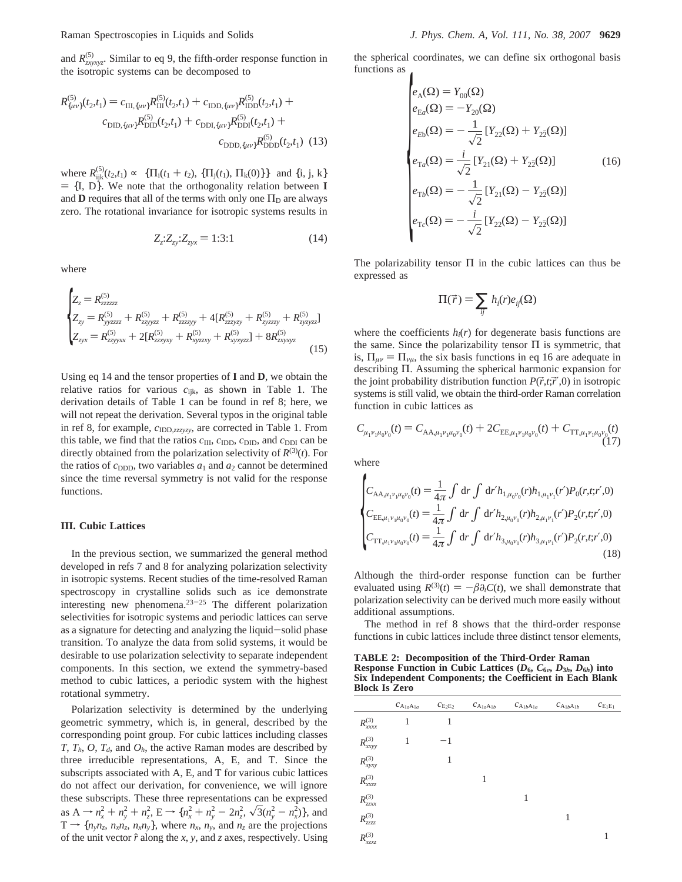and $R^{(5)}_{zxyxyz}$. Similar to eq 9, the fifth-order response function in the isotropic systems can be decomposed to

$$R^{(5)}_{\{\mu\nu\}}(t_2,t_1) = c_{\mathrm{III},\{\mu\nu\}}R^{(5)}_{\mathrm{III}}(t_2,t_1) + c_{\mathrm{IDD},\{\mu\nu\}}R^{(5)}_{\mathrm{IDD}}(t_2,t_1) + c_{\mathrm{DID},\{\mu\nu\}}R^{(5)}_{\mathrm{DID}}(t_2,t_1) + c_{\mathrm{DDI},\{\mu\nu\}}R^{(5)}_{\mathrm{DDI}}(t_2,t_1) + c_{\mathrm{DDD},\{\mu\nu\}}R^{(5)}_{\mathrm{DDD}}(t_2,t_1) \quad (13)$$

where $R^{(5)}_{\mathrm{ijk}}(t_2,t_1) \propto \langle\{\Pi_\mathrm{i}(t_1+t_2), \{\Pi_\mathrm{j}(t_1), \Pi_\mathrm{k}(0)\}\}\rangle$ and $\{\mathrm{i, j, k}\} = \{\mathrm{I, D}\}$. We note that the orthogonality relation between **I** and **D** requires that all of the terms with only one $\Pi_\mathrm{D}$ are always zero. The rotational invariance for isotropic systems results in

$$Z_z:Z_{zy}:Z_{zyx} = 1:3:1 \quad (14)$$

where

$$\begin{cases} Z_z = R^{(5)}_{zzzzzz} \\ Z_{zy} = R^{(5)}_{yyzzzz} + R^{(5)}_{zzyyzz} + R^{(5)}_{zzzzyy} + 4[R^{(5)}_{zzzyzy} + R^{(5)}_{zyzzzy} + R^{(5)}_{zyzyzz}] \\ Z_{zyx} = R^{(5)}_{zzyyxx} + 2[R^{(5)}_{zzxyxy} + R^{(5)}_{xyzzxy} + R^{(5)}_{xyxyzz}] + 8R^{(5)}_{zxyxyz} \end{cases} \quad (15)$$

Using eq 14 and the tensor properties of **I** and **D**, we obtain the relative ratios for various $c_{\mathrm{ijk}}$, as shown in Table 1. The derivation details of Table 1 can be found in ref 8; here, we will not repeat the derivation. Several typos in the original table in ref 8, for example, $c_{\mathrm{IDD},zzzyzy}$, are corrected in Table 1. From this table, we find that the ratios $c_{\mathrm{III}}$, $c_{\mathrm{IDD}}$, $c_{\mathrm{DID}}$, and $c_{\mathrm{DDI}}$ can be directly obtained from the polarization selectivity of $R^{(3)}(t)$. For the ratios of $c_{\mathrm{DDD}}$, two variables $a_1$ and $a_2$ cannot be determined since the time reversal symmetry is not valid for the response functions.

### III. Cubic Lattices

In the previous section, we summarized the general method developed in refs 7 and 8 for analyzing polarization selectivity in isotropic systems. Recent studies of the time-resolved Raman spectroscopy in crystalline solids such as ice demonstrate interesting new phenomena.[23-25] The different polarization selectivities for isotropic systems and periodic lattices can serve as a signature for detecting and analyzing the liquid−solid phase transition. To analyze the data from solid systems, it would be desirable to use polarization selectivity to separate independent components. In this section, we extend the symmetry-based method to cubic lattices, a periodic system with the highest rotational symmetry.

Polarization selectivity is determined by the underlying geometric symmetry, which is, in general, described by the corresponding point group. For cubic lattices including classes $T$, $T_h$, $O$, $T_d$, and $O_h$, the active Raman modes are described by three irreducible representations, A, E, and T. Since the subscripts associated with A, E, and T for various cubic lattices do not affect our derivation, for convenience, we will ignore these subscripts. These three representations can be expressed as $\mathrm{A} \rightarrow n_x^2 + n_y^2 + n_z^2$, $\mathrm{E} \rightarrow \{n_x^2 + n_y^2 - 2n_z^2, \sqrt{3}(n_y^2 - n_x^2)\}$, and $\mathrm{T} \rightarrow \{n_yn_z, n_xn_z, n_xn_y\}$, where $n_x$, $n_y$, and $n_z$ are the projections of the unit vector $\hat{r}$ along the $x$, $y$, and $z$ axes, respectively. Using the spherical coordinates, we can define six orthogonal basis functions as

$$\begin{cases} e_\mathrm{A}(\Omega) = Y_{00}(\Omega) \\ e_{\mathrm{E}a}(\Omega) = -Y_{20}(\Omega) \\ e_{\mathrm{E}b}(\Omega) = -\dfrac{1}{\sqrt{2}}[Y_{22}(\Omega) + Y_{2\bar{2}}(\Omega)] \\ e_{\mathrm{T}a}(\Omega) = \dfrac{i}{\sqrt{2}}[Y_{21}(\Omega) + Y_{2\bar{2}}(\Omega)] \\ e_{\mathrm{T}b}(\Omega) = -\dfrac{1}{\sqrt{2}}[Y_{21}(\Omega) - Y_{2\bar{2}}(\Omega)] \\ e_{\mathrm{T}c}(\Omega) = -\dfrac{i}{\sqrt{2}}[Y_{22}(\Omega) - Y_{2\bar{2}}(\Omega)] \end{cases} \quad (16)$$

The polarizability tensor $\Pi$ in the cubic lattices can thus be expressed as

$$\Pi(\vec{r}) = \sum_{ij} h_i(r)e_{ij}(\Omega)$$

where the coefficients $h_i(r)$ for degenerate basis functions are the same. Since the polarizability tensor $\Pi$ is symmetric, that is, $\Pi_{\mu\nu} = \Pi_{\nu\mu}$, the six basis functions in eq 16 are adequate in describing $\Pi$. Assuming the spherical harmonic expansion for the joint probability distribution function $P(\vec{r},t;\vec{r}',0)$ in isotropic systems is still valid, we obtain the third-order Raman correlation function in cubic lattices as

$$C_{\mu_1\nu_1\mu_0\nu_0}(t) = C_{\mathrm{AA},\mu_1\nu_1\mu_0\nu_0}(t) + 2C_{\mathrm{EE},\mu_1\nu_1\mu_0\nu_0}(t) + C_{\mathrm{TT},\mu_1\nu_1\mu_0\nu_0}(t) \quad (17)$$

where

$$\begin{cases} C_{\mathrm{AA},\mu_1\nu_1\mu_0\nu_0}(t) = \dfrac{1}{4\pi}\int \mathrm{d}r \int \mathrm{d}r' h_{1,\mu_0\nu_0}(r)h_{1,\mu_1\nu_1}(r')P_0(r,t;r',0) \\ C_{\mathrm{EE},\mu_1\nu_1\mu_0\nu_0}(t) = \dfrac{1}{4\pi}\int \mathrm{d}r \int \mathrm{d}r' h_{2,\mu_0\nu_0}(r)h_{2,\mu_1\nu_1}(r')P_2(r,t;r',0) \\ C_{\mathrm{TT},\mu_1\nu_1\mu_0\nu_0}(t) = \dfrac{1}{4\pi}\int \mathrm{d}r \int \mathrm{d}r' h_{3,\mu_0\nu_0}(r)h_{3,\mu_1\nu_1}(r')P_2(r,t;r',0) \end{cases} \quad (18)$$

Although the third-order response function can be further evaluated using $R^{(3)}(t) = -\beta\partial_t C(t)$, we shall demonstrate that polarization selectivity can be derived much more easily without additional assumptions.

The method in ref 8 shows that the third-order response functions in cubic lattices include three distinct tensor elements,

**TABLE 2: Decomposition of the Third-Order Raman Response Function in Cubic Lattices ($D_6$, $C_{6v}$, $D_{3h}$, $D_{6h}$) into Six Independent Components; the Coefficient in Each Blank Block Is Zero**

| | $c_{\mathrm{A}_{1a}\mathrm{A}_{1a}}$ | $c_{\mathrm{E}_2\mathrm{E}_2}$ | $c_{\mathrm{A}_{1a}\mathrm{A}_{1b}}$ | $c_{\mathrm{A}_{1b}\mathrm{A}_{1a}}$ | $c_{\mathrm{A}_{1b}\mathrm{A}_{1b}}$ | $c_{\mathrm{E}_1\mathrm{E}_1}$ |
|---|---|---|---|---|---|---|
| $R^{(3)}_{xxxx}$ | 1 | 1 | | | | |
| $R^{(3)}_{xxyy}$ | 1 | −1 | | | | |
| $R^{(3)}_{xyxy}$ | | 1 | | | | |
| $R^{(3)}_{xxzz}$ | | | 1 | | | |
| $R^{(3)}_{zzxx}$ | | | | 1 | | |
| $R^{(3)}_{zzzz}$ | | | | | 1 | |
| $R^{(3)}_{xzxz}$ | | | | | | 1 |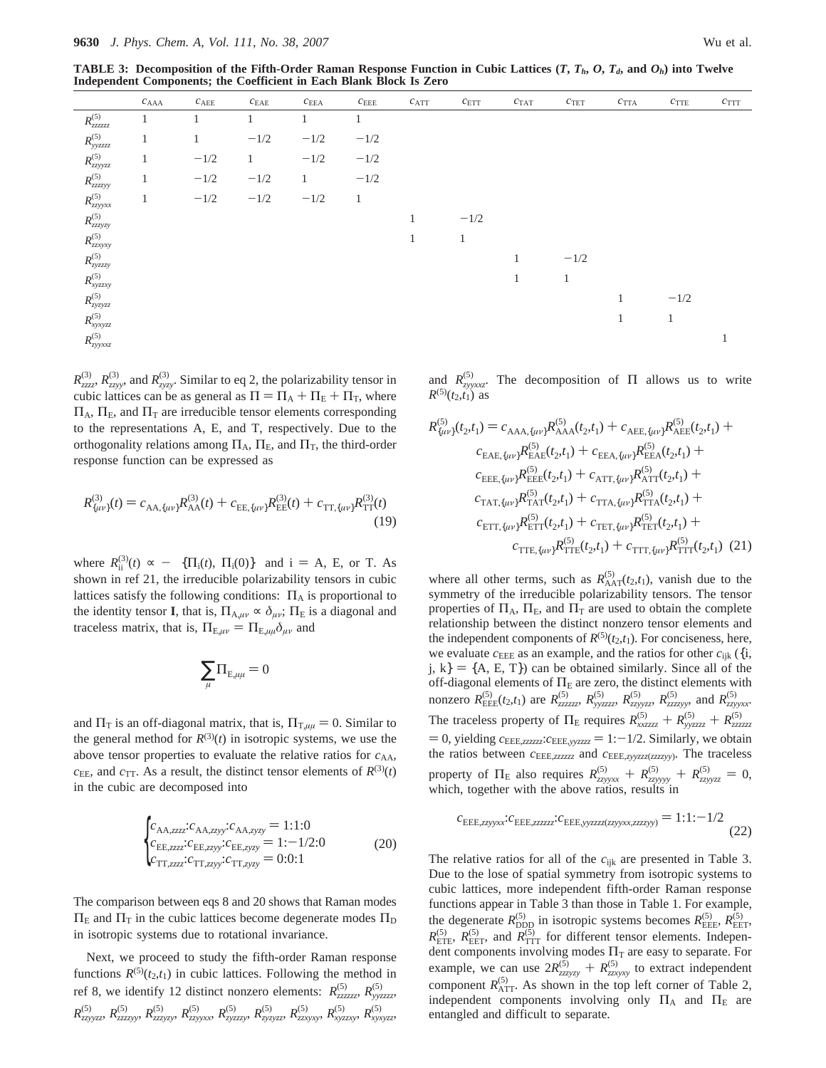**TABLE 3: Decomposition of the Fifth-Order Raman Response Function in Cubic Lattices ($T$, $T_h$, $O$, $T_d$, and $O_h$) into Twelve Independent Components; the Coefficient in Each Blank Block Is Zero**

| | $c_{AAA}$ | $c_{AEE}$ | $c_{EAE}$ | $c_{EEA}$ | $c_{EEE}$ | $c_{ATT}$ | $c_{ETT}$ | $c_{TAT}$ | $c_{TET}$ | $c_{TTA}$ | $c_{TTE}$ | $c_{TTT}$ |
|---|---|---|---|---|---|---|---|---|---|---|---|---|
| $R^{(5)}_{zzzzzz}$ | 1 | 1 | 1 | 1 | 1 | | | | | | | |
| $R^{(5)}_{yyzzzz}$ | 1 | 1 | $-1/2$ | $-1/2$ | $-1/2$ | | | | | | | |
| $R^{(5)}_{zzyyzz}$ | 1 | $-1/2$ | 1 | $-1/2$ | $-1/2$ | | | | | | | |
| $R^{(5)}_{zzzzyy}$ | 1 | $-1/2$ | $-1/2$ | 1 | $-1/2$ | | | | | | | |
| $R^{(5)}_{zzyyxx}$ | 1 | $-1/2$ | $-1/2$ | $-1/2$ | 1 | | | | | | | |
| $R^{(5)}_{zzzyzy}$ | | | | | | 1 | $-1/2$ | | | | | |
| $R^{(5)}_{zzxyxy}$ | | | | | | 1 | 1 | | | | | |
| $R^{(5)}_{zyzzzy}$ | | | | | | | | 1 | $-1/2$ | | | |
| $R^{(5)}_{xyzzxy}$ | | | | | | | | 1 | 1 | | | |
| $R^{(5)}_{zyzyzz}$ | | | | | | | | | | 1 | $-1/2$ | |
| $R^{(5)}_{xyxyzz}$ | | | | | | | | | | 1 | 1 | |
| $R^{(5)}_{zyyxxz}$ | | | | | | | | | | | | 1 |

$R^{(3)}_{zzzz}$, $R^{(3)}_{zzyy}$, and $R^{(3)}_{zyzy}$. Similar to eq 2, the polarizability tensor in cubic lattices can be as general as $\Pi = \Pi_A + \Pi_E + \Pi_T$, where $\Pi_A$, $\Pi_E$, and $\Pi_T$ are irreducible tensor elements corresponding to the representations A, E, and T, respectively. Due to the orthogonality relations among $\Pi_A$, $\Pi_E$, and $\Pi_T$, the third-order response function can be expressed as

$$R^{(3)}_{\{\mu\nu\}}(t) = c_{AA,\{\mu\nu\}}R^{(3)}_{AA}(t) + c_{EE,\{\mu\nu\}}R^{(3)}_{EE}(t) + c_{TT,\{\mu\nu\}}R^{(3)}_{TT}(t) \tag{19}$$

where $R^{(3)}_{ii}(t) \propto -\ \{\Pi_i(t), \Pi_i(0)\}$ and i = A, E, or T. As shown in ref 21, the irreducible polarizability tensors in cubic lattices satisfy the following conditions: $\Pi_A$ is proportional to the identity tensor **I**, that is, $\Pi_{A,\mu\nu} \propto \delta_{\mu\nu}$; $\Pi_E$ is a diagonal and traceless matrix, that is, $\Pi_{E,\mu\nu} = \Pi_{E,\mu\mu}\delta_{\mu\nu}$ and

$$\sum_\mu \Pi_{E,\mu\mu} = 0$$

and $\Pi_T$ is an off-diagonal matrix, that is, $\Pi_{T,\mu\mu} = 0$. Similar to the general method for $R^{(3)}(t)$ in isotropic systems, we use the above tensor properties to evaluate the relative ratios for $c_{AA}$, $c_{EE}$, and $c_{TT}$. As a result, the distinct tensor elements of $R^{(3)}(t)$ in the cubic are decomposed into

$$\begin{cases} c_{AA,zzzz}:c_{AA,zzyy}:c_{AA,zyzy} = 1:1:0 \\ c_{EE,zzzz}:c_{EE,zzyy}:c_{EE,zyzy} = 1:-1/2:0 \\ c_{TT,zzzz}:c_{TT,zzyy}:c_{TT,zyzy} = 0:0:1 \end{cases} \tag{20}$$

The comparison between eqs 8 and 20 shows that Raman modes $\Pi_E$ and $\Pi_T$ in the cubic lattices become degenerate modes $\Pi_D$ in isotropic systems due to rotational invariance.

Next, we proceed to study the fifth-order Raman response functions $R^{(5)}(t_2,t_1)$ in cubic lattices. Following the method in ref 8, we identify 12 distinct nonzero elements: $R^{(5)}_{zzzzzz}$, $R^{(5)}_{yyzzzz}$, $R^{(5)}_{zzyyzz}$, $R^{(5)}_{zzzzyy}$, $R^{(5)}_{zzzyzy}$, $R^{(5)}_{zzyyxx}$, $R^{(5)}_{zyzzzy}$, $R^{(5)}_{zyzyzz}$, $R^{(5)}_{zzxyxy}$, $R^{(5)}_{xyzzxy}$, $R^{(5)}_{xyxyzz}$, and $R^{(5)}_{zyyxxz}$. The decomposition of $\Pi$ allows us to write $R^{(5)}(t_2,t_1)$ as

$$\begin{aligned} R^{(5)}_{\{\mu\nu\}}(t_2,t_1) = {} & c_{AAA,\{\mu\nu\}}R^{(5)}_{AAA}(t_2,t_1) + c_{AEE,\{\mu\nu\}}R^{(5)}_{AEE}(t_2,t_1) + \\ & c_{EAE,\{\mu\nu\}}R^{(5)}_{EAE}(t_2,t_1) + c_{EEA,\{\mu\nu\}}R^{(5)}_{EEA}(t_2,t_1) + \\ & c_{EEE,\{\mu\nu\}}R^{(5)}_{EEE}(t_2,t_1) + c_{ATT,\{\mu\nu\}}R^{(5)}_{ATT}(t_2,t_1) + \\ & c_{TAT,\{\mu\nu\}}R^{(5)}_{TAT}(t_2,t_1) + c_{TTA,\{\mu\nu\}}R^{(5)}_{TTA}(t_2,t_1) + \\ & c_{ETT,\{\mu\nu\}}R^{(5)}_{ETT}(t_2,t_1) + c_{TET,\{\mu\nu\}}R^{(5)}_{TET}(t_2,t_1) + \\ & c_{TTE,\{\mu\nu\}}R^{(5)}_{TTE}(t_2,t_1) + c_{TTT,\{\mu\nu\}}R^{(5)}_{TTT}(t_2,t_1) \end{aligned} \tag{21}$$

where all other terms, such as $R^{(5)}_{AAT}(t_2,t_1)$, vanish due to the symmetry of the irreducible polarizability tensors. The tensor properties of $\Pi_A$, $\Pi_E$, and $\Pi_T$ are used to obtain the complete relationship between the distinct nonzero tensor elements and the independent components of $R^{(5)}(t_2,t_1)$. For conciseness, here, we evaluate $c_{EEE}$ as an example, and the ratios for other $c_{ijk}$ ({i, j, k} = {A, E, T}) can be obtained similarly. Since all of the off-diagonal elements of $\Pi_E$ are zero, the distinct elements with nonzero $R^{(5)}_{EEE}(t_2,t_1)$ are $R^{(5)}_{zzzzzz}$, $R^{(5)}_{yyzzzz}$, $R^{(5)}_{zzyyzz}$, $R^{(5)}_{zzzzyy}$, and $R^{(5)}_{zzyyxx}$. The traceless property of $\Pi_E$ requires $R^{(5)}_{xxzzzz} + R^{(5)}_{yyzzzz} + R^{(5)}_{zzzzzz} = 0$, yielding $c_{EEE,zzzzzz}:c_{EEE,yyzzzz} = 1:-1/2$. Similarly, we obtain the ratios between $c_{EEE,zzzzzz}$ and $c_{EEE,zzyyzz(zzzzyy)}$. The traceless property of $\Pi_E$ also requires $R^{(5)}_{zzyyxx} + R^{(5)}_{zzyyyy} + R^{(5)}_{zzyyzz} = 0$, which, together with the above ratios, results in

$$c_{EEE,zzyyxx}:c_{EEE,zzzzzz}:c_{EEE,yyzzzz(zzyyxx,zzzzyy)} = 1:1:-1/2 \tag{22}$$

The relative ratios for all of the $c_{ijk}$ are presented in Table 3. Due to the lose of spatial symmetry from isotropic systems to cubic lattices, more independent fifth-order Raman response functions appear in Table 3 than those in Table 1. For example, the degenerate $R^{(5)}_{DDD}$ in isotropic systems becomes $R^{(5)}_{EEE}$, $R^{(5)}_{EET}$, $R^{(5)}_{ETE}$, $R^{(5)}_{EET}$, and $R^{(5)}_{TTT}$ for different tensor elements. Independent components involving modes $\Pi_T$ are easy to separate. For example, we can use $2R^{(5)}_{zzzyzy} + R^{(5)}_{zzxyxy}$ to extract independent component $R^{(5)}_{ATT}$. As shown in the top left corner of Table 2, independent components involving only $\Pi_A$ and $\Pi_E$ are entangled and difficult to separate.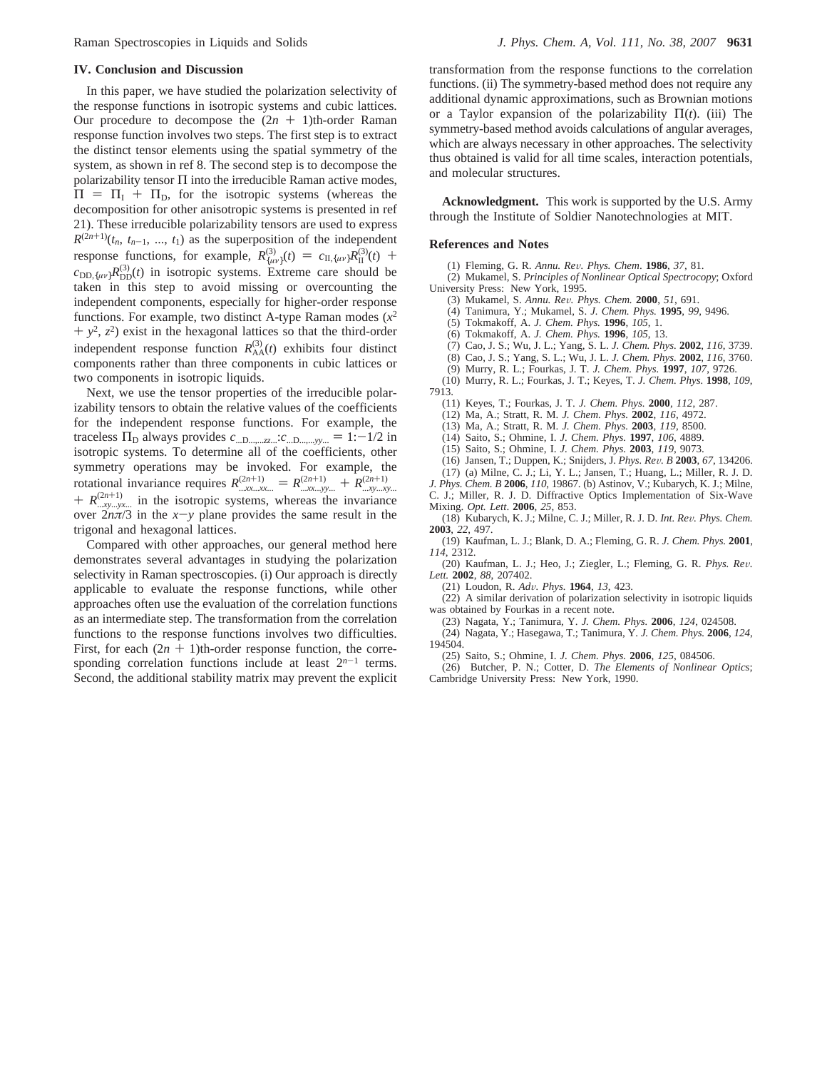## IV. Conclusion and Discussion

In this paper, we have studied the polarization selectivity of the response functions in isotropic systems and cubic lattices. Our procedure to decompose the $(2n + 1)$th-order Raman response function involves two steps. The first step is to extract the distinct tensor elements using the spatial symmetry of the system, as shown in ref 8. The second step is to decompose the polarizability tensor $\Pi$ into the irreducible Raman active modes, $\Pi = \Pi_I + \Pi_D$, for the isotropic systems (whereas the decomposition for other anisotropic systems is presented in ref 21). These irreducible polarizability tensors are used to express $R^{(2n+1)}(t_n, t_{n-1}, ..., t_1)$ as the superposition of the independent response functions, for example, $R^{(3)}_{\{\mu\nu\}}(t) = c_{II,\{\mu\nu\}}R^{(3)}_{II}(t) + c_{DD,\{\mu\nu\}}R^{(3)}_{DD}(t)$ in isotropic systems. Extreme care should be taken in this step to avoid missing or overcounting the independent components, especially for higher-order response functions. For example, two distinct A-type Raman modes ($x^2 + y^2$, $z^2$) exist in the hexagonal lattices so that the third-order independent response function $R^{(3)}_{AA}(t)$ exhibits four distinct components rather than three components in cubic lattices or two components in isotropic liquids.

Next, we use the tensor properties of the irreducible polarizability tensors to obtain the relative values of the coefficients for the independent response functions. For example, the traceless $\Pi_D$ always provides $c_{...D...,...zz...}:c_{...D...,...yy...} = 1:-1/2$ in isotropic systems. To determine all of the coefficients, other symmetry operations may be invoked. For example, the rotational invariance requires $R^{(2n+1)}_{...xx...xx...} = R^{(2n+1)}_{...xx...yy...} + R^{(2n+1)}_{...xy...xy...} + R^{(2n+1)}_{...xy...yx...}$ in the isotropic systems, whereas the invariance over $2n\pi/3$ in the $x-y$ plane provides the same result in the trigonal and hexagonal lattices.

Compared with other approaches, our general method here demonstrates several advantages in studying the polarization selectivity in Raman spectroscopies. (i) Our approach is directly applicable to evaluate the response functions, while other approaches often use the evaluation of the correlation functions as an intermediate step. The transformation from the correlation functions to the response functions involves two difficulties. First, for each $(2n + 1)$th-order response function, the corresponding correlation functions include at least $2^{n-1}$ terms. Second, the additional stability matrix may prevent the explicit transformation from the response functions to the correlation functions. (ii) The symmetry-based method does not require any additional dynamic approximations, such as Brownian motions or a Taylor expansion of the polarizability $\Pi(t)$. (iii) The symmetry-based method avoids calculations of angular averages, which are always necessary in other approaches. The selectivity thus obtained is valid for all time scales, interaction potentials, and molecular structures.

**Acknowledgment.** This work is supported by the U.S. Army through the Institute of Soldier Nanotechnologies at MIT.

## References and Notes

(1) Fleming, G. R. *Annu. Rev. Phys. Chem.* **1986**, *37*, 81.
(2) Mukamel, S. *Principles of Nonlinear Optical Spectroscopy*; Oxford University Press: New York, 1995.
(3) Mukamel, S. *Annu. Rev. Phys. Chem.* **2000**, *51*, 691.
(4) Tanimura, Y.; Mukamel, S. *J. Chem. Phys.* **1995**, *99*, 9496.
(5) Tokmakoff, A. *J. Chem. Phys.* **1996**, *105*, 1.
(6) Tokmakoff, A. *J. Chem. Phys.* **1996**, *105*, 13.
(7) Cao, J. S.; Wu, J. L.; Yang, S. L. *J. Chem. Phys.* **2002**, *116*, 3739.
(8) Cao, J. S.; Yang, S. L.; Wu, J. L. *J. Chem. Phys.* **2002**, *116*, 3760.
(9) Murry, R. L.; Fourkas, J. T. *J. Chem. Phys.* **1997**, *107*, 9726.
(10) Murry, R. L.; Fourkas, J. T.; Keyes, T. *J. Chem. Phys.* **1998**, *109*, 7913.
(11) Keyes, T.; Fourkas, J. T. *J. Chem. Phys.* **2000**, *112*, 287.
(12) Ma, A.; Stratt, R. M. *J. Chem. Phys.* **2002**, *116*, 4972.
(13) Ma, A.; Stratt, R. M. *J. Chem. Phys.* **2003**, *119*, 8500.
(14) Saito, S.; Ohmine, I. *J. Chem. Phys.* **1997**, *106*, 4889.
(15) Saito, S.; Ohmine, I. *J. Chem. Phys.* **2003**, *119*, 9073.
(16) Jansen, T.; Duppen, K.; Snijders, J. *Phys. Rev. B* **2003**, *67*, 134206.
(17) (a) Milne, C. J.; Li, Y. L.; Jansen, T.; Huang, L.; Miller, R. J. D. *J. Phys. Chem. B* **2006**, *110*, 19867. (b) Astinov, V.; Kubarych, K. J.; Milne, C. J.; Miller, R. J. D. Diffractive Optics Implementation of Six-Wave Mixing. *Opt. Lett.* **2006**, *25*, 853.
(18) Kubarych, K. J.; Milne, C. J.; Miller, R. J. D. *Int. Rev. Phys. Chem.* **2003**, *22*, 497.
(19) Kaufman, L. J.; Blank, D. A.; Fleming, G. R. *J. Chem. Phys.* **2001**, *114*, 2312.
(20) Kaufman, L. J.; Heo, J.; Ziegler, L.; Fleming, G. R. *Phys. Rev. Lett.* **2002**, *88*, 207402.
(21) Loudon, R. *Adv. Phys.* **1964**, *13*, 423.
(22) A similar derivation of polarization selectivity in isotropic liquids was obtained by Fourkas in a recent note.
(23) Nagata, Y.; Tanimura, Y. *J. Chem. Phys.* **2006**, *124*, 024508.
(24) Nagata, Y.; Hasegawa, T.; Tanimura, Y. *J. Chem. Phys.* **2006**, *124*, 194504.
(25) Saito, S.; Ohmine, I. *J. Chem. Phys.* **2006**, *125*, 084506.
(26) Butcher, P. N.; Cotter, D. *The Elements of Nonlinear Optics*; Cambridge University Press: New York, 1990.